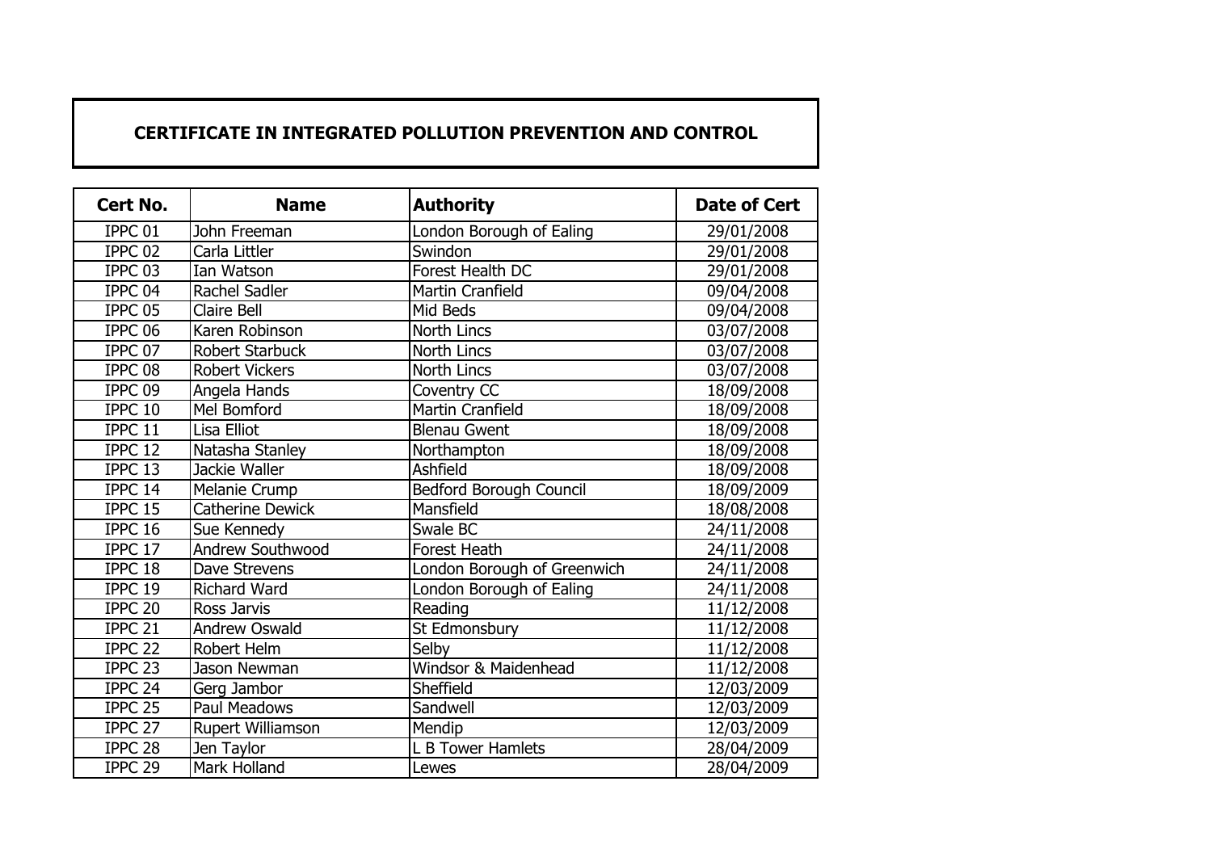# CERTIFICATE IN INTEGRATED POLLUTION PREVENTION AND CONTROL

| Cert No. | Name | Authority | Date of Cert |
|---|---|---|---|
| IPPC 01 | John Freeman | London Borough of Ealing | 29/01/2008 |
| IPPC 02 | Carla Littler | Swindon | 29/01/2008 |
| IPPC 03 | Ian Watson | Forest Health DC | 29/01/2008 |
| IPPC 04 | Rachel Sadler | Martin Cranfield | 09/04/2008 |
| IPPC 05 | Claire Bell | Mid Beds | 09/04/2008 |
| IPPC 06 | Karen Robinson | North Lincs | 03/07/2008 |
| IPPC 07 | Robert Starbuck | North Lincs | 03/07/2008 |
| IPPC 08 | Robert Vickers | North Lincs | 03/07/2008 |
| IPPC 09 | Angela Hands | Coventry CC | 18/09/2008 |
| IPPC 10 | Mel Bomford | Martin Cranfield | 18/09/2008 |
| IPPC 11 | Lisa Elliot | Blenau Gwent | 18/09/2008 |
| IPPC 12 | Natasha Stanley | Northampton | 18/09/2008 |
| IPPC 13 | Jackie Waller | Ashfield | 18/09/2008 |
| IPPC 14 | Melanie Crump | Bedford Borough Council | 18/09/2009 |
| IPPC 15 | Catherine Dewick | Mansfield | 18/08/2008 |
| IPPC 16 | Sue Kennedy | Swale BC | 24/11/2008 |
| IPPC 17 | Andrew Southwood | Forest Heath | 24/11/2008 |
| IPPC 18 | Dave Strevens | London Borough of Greenwich | 24/11/2008 |
| IPPC 19 | Richard Ward | London Borough of Ealing | 24/11/2008 |
| IPPC 20 | Ross Jarvis | Reading | 11/12/2008 |
| IPPC 21 | Andrew Oswald | St Edmonsbury | 11/12/2008 |
| IPPC 22 | Robert Helm | Selby | 11/12/2008 |
| IPPC 23 | Jason Newman | Windsor & Maidenhead | 11/12/2008 |
| IPPC 24 | Gerg Jambor | Sheffield | 12/03/2009 |
| IPPC 25 | Paul Meadows | Sandwell | 12/03/2009 |
| IPPC 27 | Rupert Williamson | Mendip | 12/03/2009 |
| IPPC 28 | Jen Taylor | L B Tower Hamlets | 28/04/2009 |
| IPPC 29 | Mark Holland | Lewes | 28/04/2009 |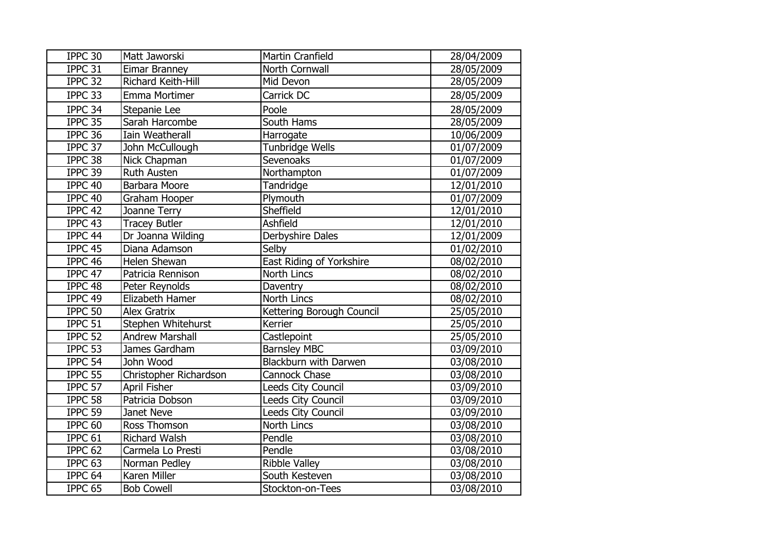| IPPC 30 | Matt Jaworski | Martin Cranfield | 28/04/2009 |
|---|---|---|---|
| IPPC 31 | Eimar Branney | North Cornwall | 28/05/2009 |
| IPPC 32 | Richard Keith-Hill | Mid Devon | 28/05/2009 |
| IPPC 33 | Emma Mortimer | Carrick DC | 28/05/2009 |
| IPPC 34 | Stepanie Lee | Poole | 28/05/2009 |
| IPPC 35 | Sarah Harcombe | South Hams | 28/05/2009 |
| IPPC 36 | Iain Weatherall | Harrogate | 10/06/2009 |
| IPPC 37 | John McCullough | Tunbridge Wells | 01/07/2009 |
| IPPC 38 | Nick Chapman | Sevenoaks | 01/07/2009 |
| IPPC 39 | Ruth Austen | Northampton | 01/07/2009 |
| IPPC 40 | Barbara Moore | Tandridge | 12/01/2010 |
| IPPC 40 | Graham Hooper | Plymouth | 01/07/2009 |
| IPPC 42 | Joanne Terry | Sheffield | 12/01/2010 |
| IPPC 43 | Tracey Butler | Ashfield | 12/01/2010 |
| IPPC 44 | Dr Joanna Wilding | Derbyshire Dales | 12/01/2009 |
| IPPC 45 | Diana Adamson | Selby | 01/02/2010 |
| IPPC 46 | Helen Shewan | East Riding of Yorkshire | 08/02/2010 |
| IPPC 47 | Patricia Rennison | North Lincs | 08/02/2010 |
| IPPC 48 | Peter Reynolds | Daventry | 08/02/2010 |
| IPPC 49 | Elizabeth Hamer | North Lincs | 08/02/2010 |
| IPPC 50 | Alex Gratrix | Kettering Borough Council | 25/05/2010 |
| IPPC 51 | Stephen Whitehurst | Kerrier | 25/05/2010 |
| IPPC 52 | Andrew Marshall | Castlepoint | 25/05/2010 |
| IPPC 53 | James Gardham | Barnsley MBC | 03/09/2010 |
| IPPC 54 | John Wood | Blackburn with Darwen | 03/08/2010 |
| IPPC 55 | Christopher Richardson | Cannock Chase | 03/08/2010 |
| IPPC 57 | April Fisher | Leeds City Council | 03/09/2010 |
| IPPC 58 | Patricia Dobson | Leeds City Council | 03/09/2010 |
| IPPC 59 | Janet Neve | Leeds City Council | 03/09/2010 |
| IPPC 60 | Ross Thomson | North Lincs | 03/08/2010 |
| IPPC 61 | Richard Walsh | Pendle | 03/08/2010 |
| IPPC 62 | Carmela Lo Presti | Pendle | 03/08/2010 |
| IPPC 63 | Norman Pedley | Ribble Valley | 03/08/2010 |
| IPPC 64 | Karen Miller | South Kesteven | 03/08/2010 |
| IPPC 65 | Bob Cowell | Stockton-on-Tees | 03/08/2010 |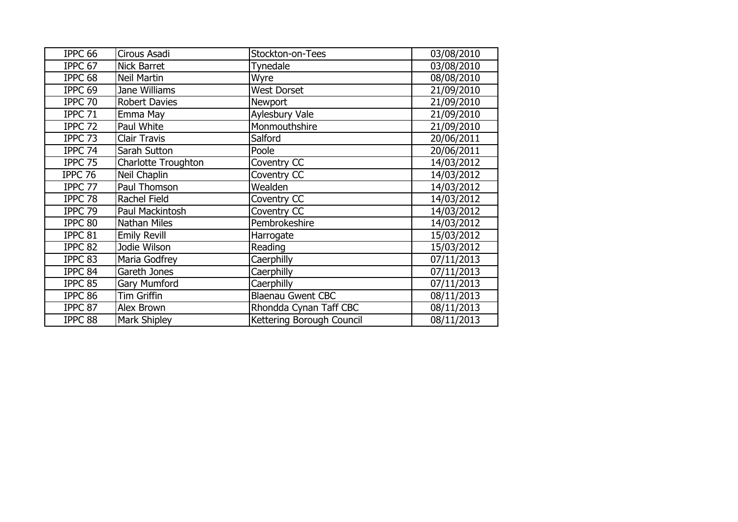| | | | |
|---|---|---|---|
| IPPC 66 | Cirous Asadi | Stockton-on-Tees | 03/08/2010 |
| IPPC 67 | Nick Barret | Tynedale | 03/08/2010 |
| IPPC 68 | Neil Martin | Wyre | 08/08/2010 |
| IPPC 69 | Jane Williams | West Dorset | 21/09/2010 |
| IPPC 70 | Robert Davies | Newport | 21/09/2010 |
| IPPC 71 | Emma May | Aylesbury Vale | 21/09/2010 |
| IPPC 72 | Paul White | Monmouthshire | 21/09/2010 |
| IPPC 73 | Clair Travis | Salford | 20/06/2011 |
| IPPC 74 | Sarah Sutton | Poole | 20/06/2011 |
| IPPC 75 | Charlotte Troughton | Coventry CC | 14/03/2012 |
| IPPC 76 | Neil Chaplin | Coventry CC | 14/03/2012 |
| IPPC 77 | Paul Thomson | Wealden | 14/03/2012 |
| IPPC 78 | Rachel Field | Coventry CC | 14/03/2012 |
| IPPC 79 | Paul Mackintosh | Coventry CC | 14/03/2012 |
| IPPC 80 | Nathan Miles | Pembrokeshire | 14/03/2012 |
| IPPC 81 | Emily Revill | Harrogate | 15/03/2012 |
| IPPC 82 | Jodie Wilson | Reading | 15/03/2012 |
| IPPC 83 | Maria Godfrey | Caerphilly | 07/11/2013 |
| IPPC 84 | Gareth Jones | Caerphilly | 07/11/2013 |
| IPPC 85 | Gary Mumford | Caerphilly | 07/11/2013 |
| IPPC 86 | Tim Griffin | Blaenau Gwent CBC | 08/11/2013 |
| IPPC 87 | Alex Brown | Rhondda Cynan Taff CBC | 08/11/2013 |
| IPPC 88 | Mark Shipley | Kettering Borough Council | 08/11/2013 |